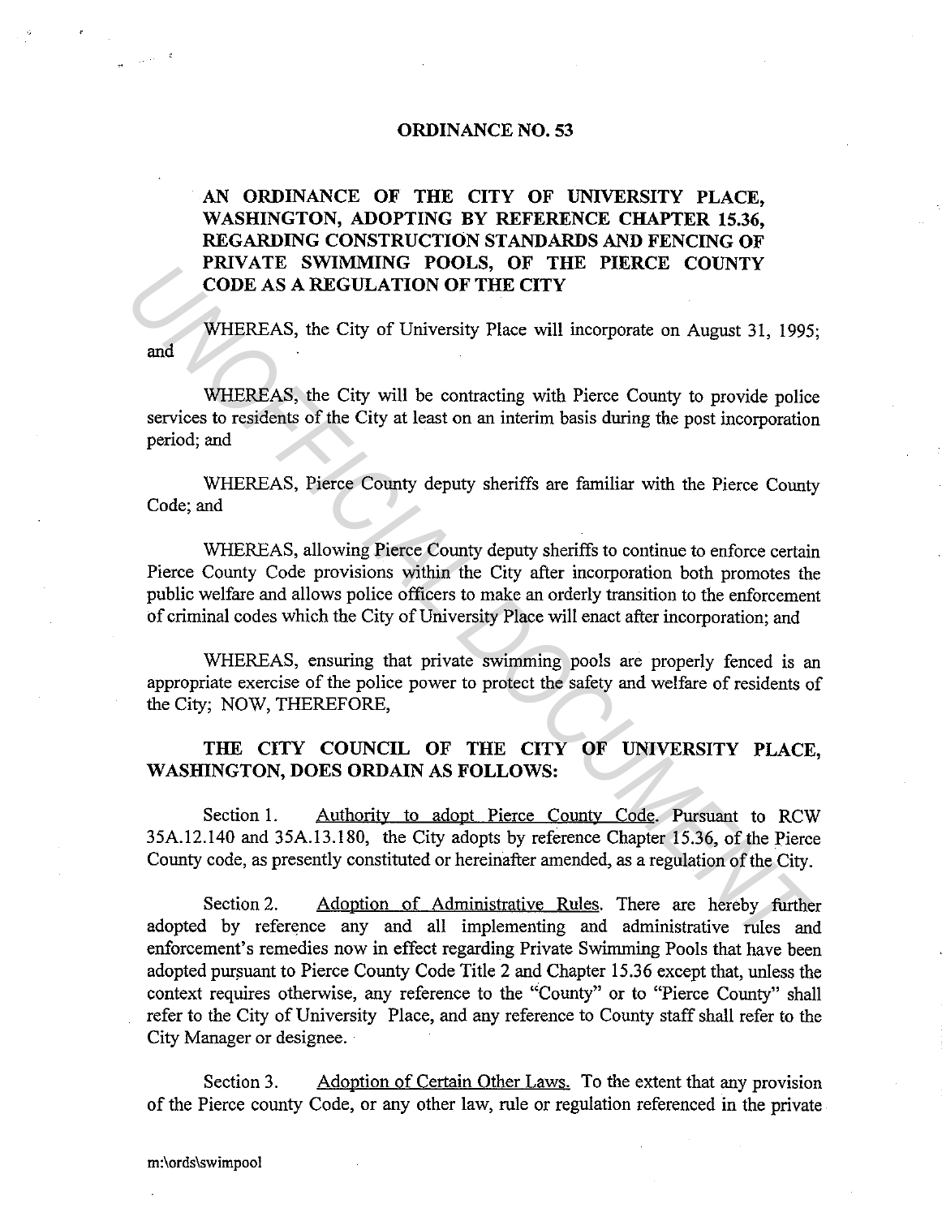# ORDINANCE NO. 53

## AN ORDINANCE OF THE CITY OF UNIVERSITY PLACE, WASHINGTON, ADOPTING BY REFERENCE CHAPTER 15.36, REGARDING CONSTRUCTION STANDARDS AND FENCING OF PRIVATE SWIMMING POOLS, OF THE PIERCE COUNTY CODE AS A REGULATION OF THE CITY

WHEREAS, the City of University Place will incorporate on August 31, 1995; and

WHEREAS, the City will be contracting with Pierce County to provide police services to residents of the City at least on an interim basis during the post incorporation period; and

WHEREAS, Pierce County deputy sheriffs are familiar with the Pierce County Code; and

WHEREAS, allowing Pierce County deputy sheriffs to continue to enforce certain Pierce County Code provisions within the City after incorporation both promotes the public welfare and allows police officers to make an orderly transition to the enforcement of criminal codes which the City of University Place will enact after incorporation; and

WHEREAS, ensuring that private swimming pools are properly fenced is an appropriate exercise of the police power to protect the safety and welfare of residents of the City; NOW, THEREFORE,

**THE CITY COUNCIL OF THE CITY OF UNIVERSITY PLACE, WASHINGTON, DOES ORDAIN AS FOLLOWS:**

Section 1. Authority to adopt Pierce County Code. Pursuant to RCW 35A.12.140 and 35A.13.180, the City adopts by reference Chapter 15.36, of the Pierce County code, as presently constituted or hereinafter amended, as a regulation of the City.

Section 2. Adoption of Administrative Rules. There are hereby further adopted by reference any and all implementing and administrative rules and enforcement's remedies now in effect regarding Private Swimming Pools that have been adopted pursuant to Pierce County Code Title 2 and Chapter 15.36 except that, unless the context requires otherwise, any reference to the "County" or to "Pierce County" shall refer to the City of University Place, and any reference to County staff shall refer to the City Manager or designee.

Section 3. Adoption of Certain Other Laws. To the extent that any provision of the Pierce county Code, or any other law, rule or regulation referenced in the private

m:\ords\swimpool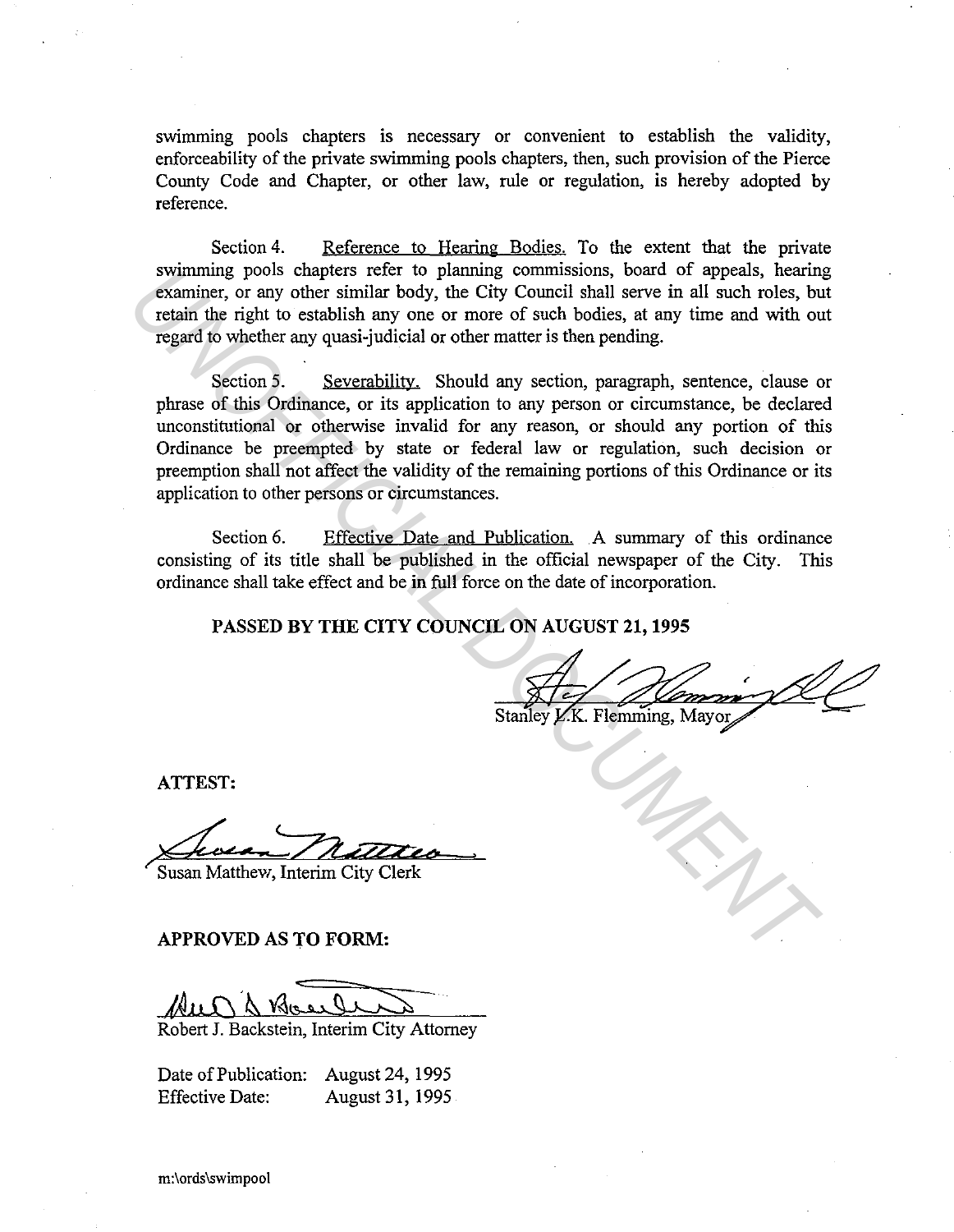swimming pools chapters is necessary or convenient to establish the validity, enforceability of the private swimming pools chapters, then, such provision of the Pierce County Code and Chapter, or other law, rule or regulation, is hereby adopted by reference.

Section 4. Reference to Hearing Bodies. To the extent that the private swimming pools chapters refer to planning commissions, board of appeals, hearing examiner, or any other similar body, the City Council shall serve in all such roles, but retain the right to establish any one or more of such bodies, at any time and with out regard to whether any quasi-judicial or other matter is then pending.

Section 5. Severability. Should any section, paragraph, sentence, clause or phrase of this Ordinance, or its application to any person or circumstance, be declared unconstitutional or otherwise invalid for any reason, or should any portion of this Ordinance be preempted by state or federal law or regulation, such decision or preemption shall not affect the validity of the remaining portions of this Ordinance or its application to other persons or circumstances.

Section 6. Effective Date and Publication. A summary of this ordinance consisting of its title shall be published in the official newspaper of the City. This ordinance shall take effect and be in full force on the date of incorporation.

**PASSED BY THE CITY COUNCIL ON AUGUST 21, 1995**

Stanley L.K. Flemming, Mayor

**ATTEST:**

Susan Matthew, Interim City Clerk

**APPROVED AS TO FORM:**

Robert J. Backstein, Interim City Attorney

Date of Publication: August 24, 1995
Effective Date: August 31, 1995

m:\ords\swimpool